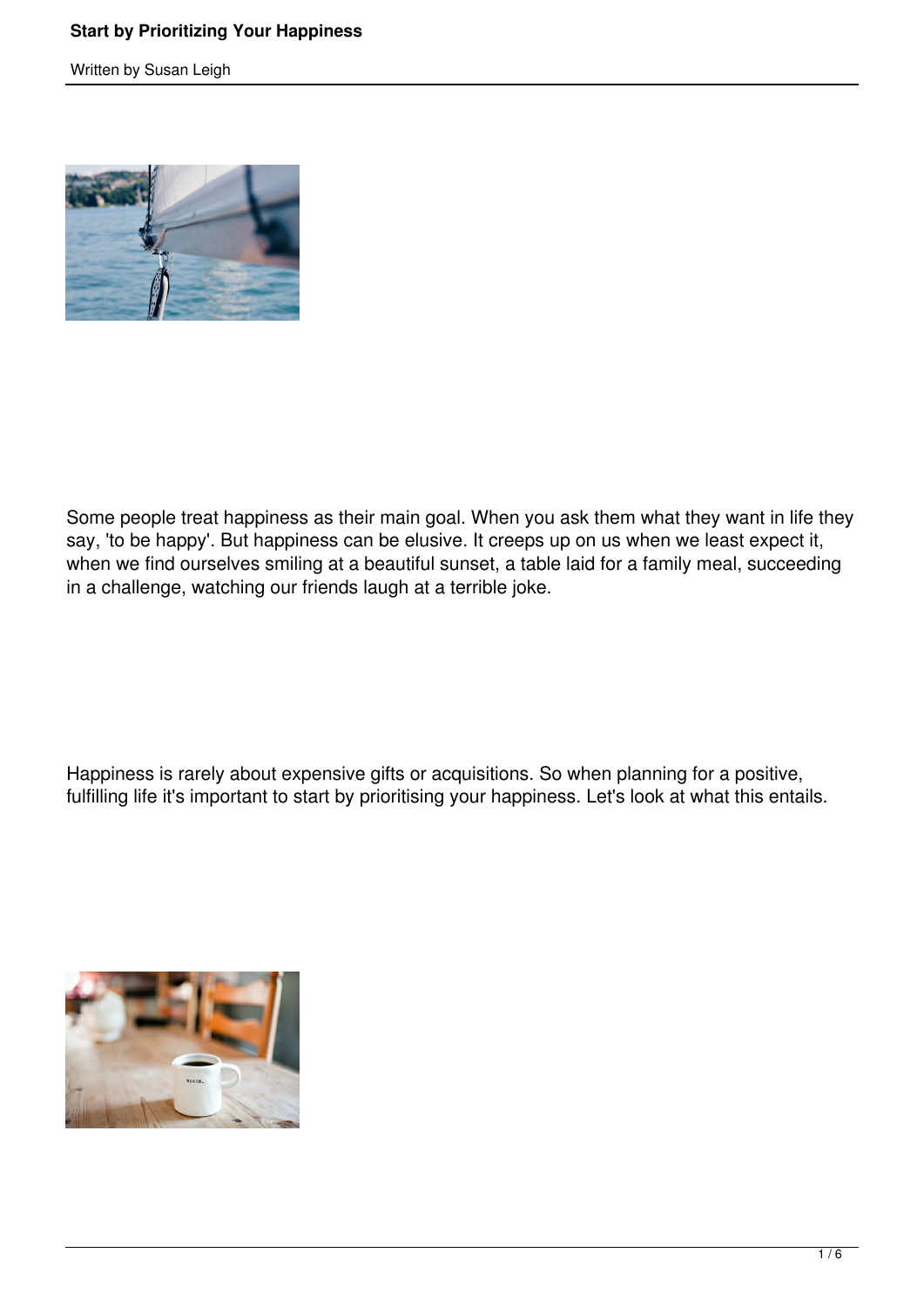# Start by Prioritizing Your Happiness

Written by Susan Leigh

Some people treat happiness as their main goal. When you ask them what they want in life they say, 'to be happy'. But happiness can be elusive. It creeps up on us when we least expect it, when we find ourselves smiling at a beautiful sunset, a table laid for a family meal, succeeding in a challenge, watching our friends laugh at a terrible joke.

Happiness is rarely about expensive gifts or acquisitions. So when planning for a positive, fulfilling life it's important to start by prioritising your happiness. Let's look at what this entails.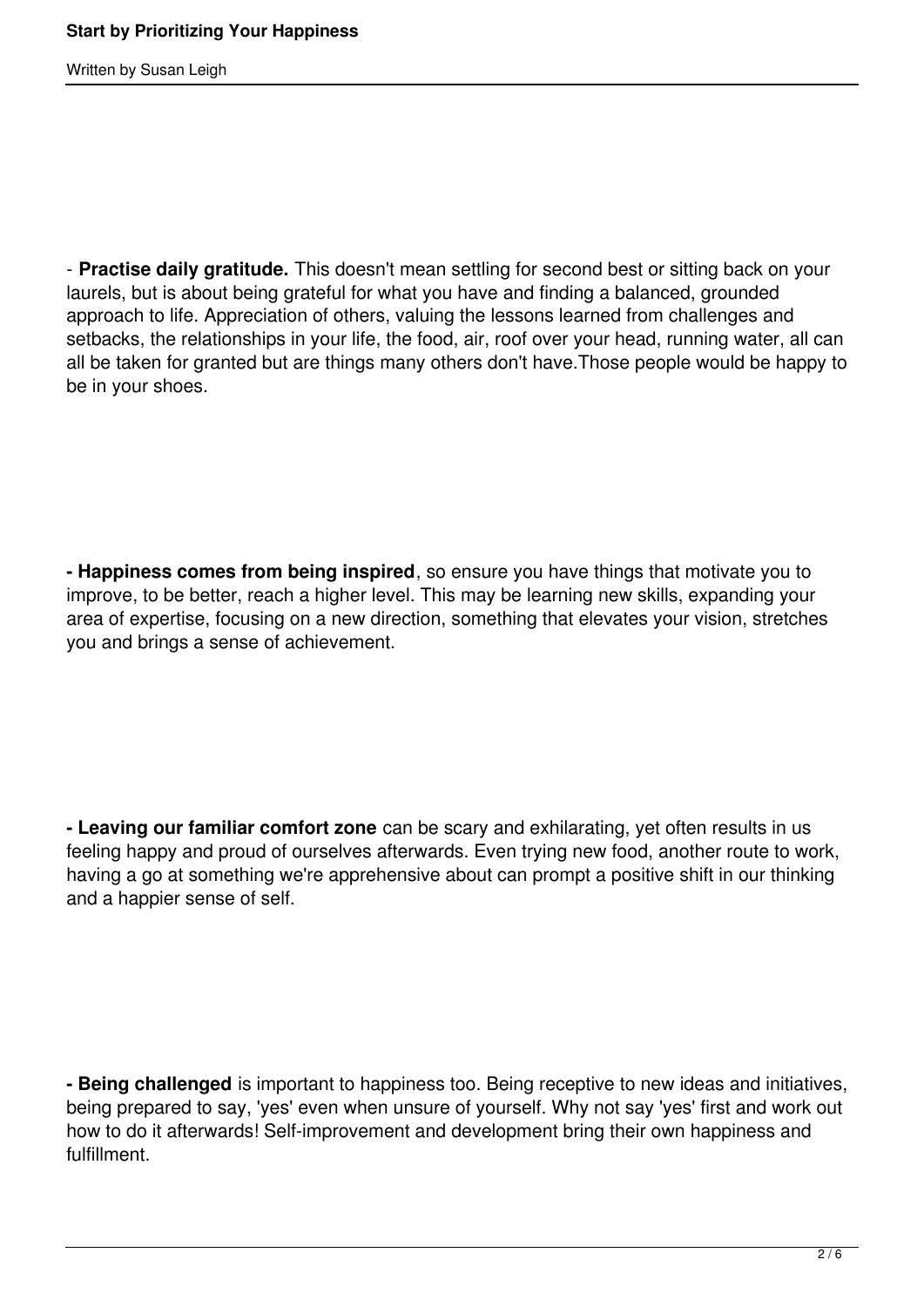- **Practise daily gratitude.** This doesn't mean settling for second best or sitting back on your laurels, but is about being grateful for what you have and finding a balanced, grounded approach to life. Appreciation of others, valuing the lessons learned from challenges and setbacks, the relationships in your life, the food, air, roof over your head, running water, all can all be taken for granted but are things many others don't have.Those people would be happy to be in your shoes.

**- Happiness comes from being inspired**, so ensure you have things that motivate you to improve, to be better, reach a higher level. This may be learning new skills, expanding your area of expertise, focusing on a new direction, something that elevates your vision, stretches you and brings a sense of achievement.

**- Leaving our familiar comfort zone** can be scary and exhilarating, yet often results in us feeling happy and proud of ourselves afterwards. Even trying new food, another route to work, having a go at something we're apprehensive about can prompt a positive shift in our thinking and a happier sense of self.

**- Being challenged** is important to happiness too. Being receptive to new ideas and initiatives, being prepared to say, 'yes' even when unsure of yourself. Why not say 'yes' first and work out how to do it afterwards! Self-improvement and development bring their own happiness and fulfillment.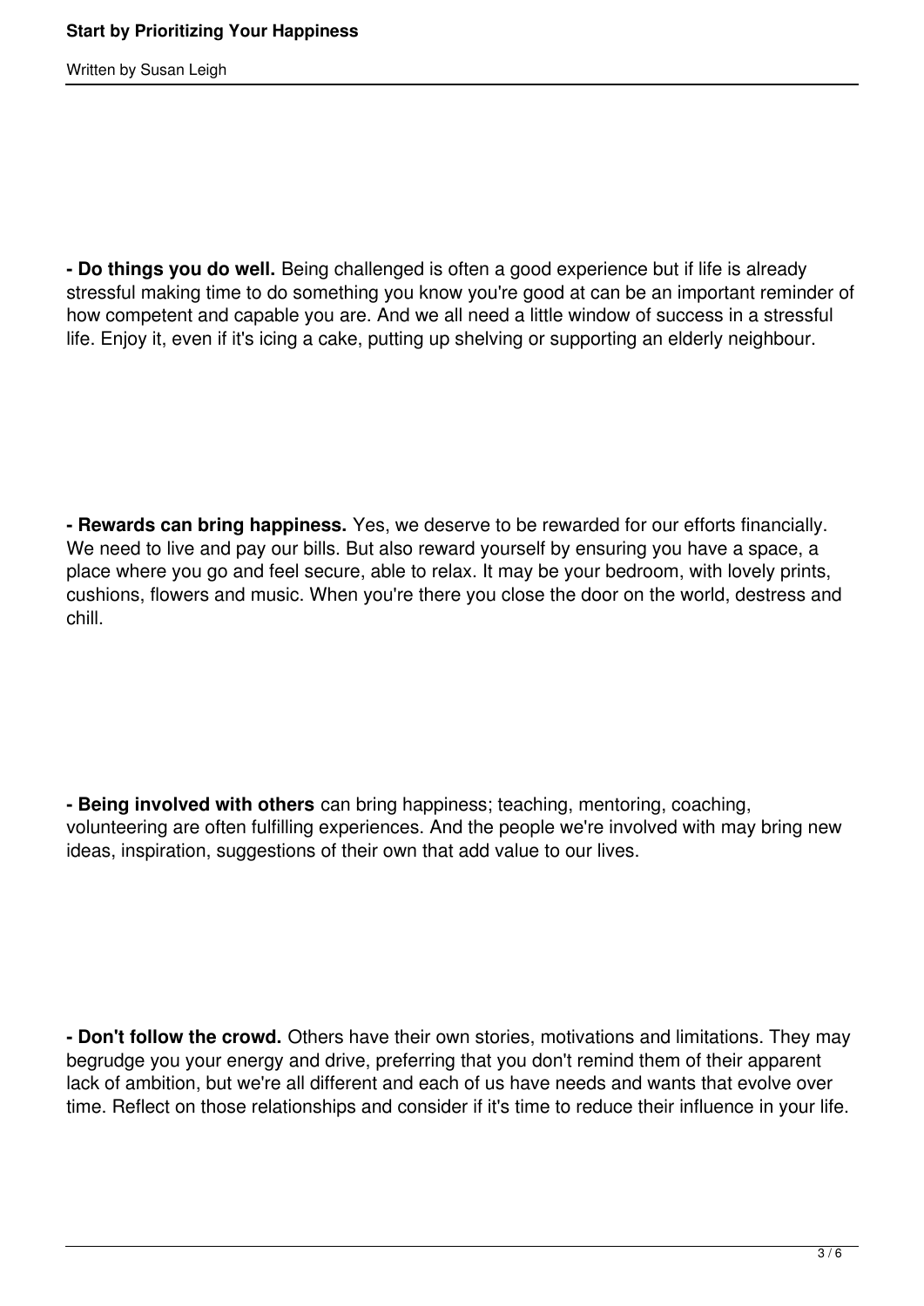**- Do things you do well.** Being challenged is often a good experience but if life is already stressful making time to do something you know you're good at can be an important reminder of how competent and capable you are. And we all need a little window of success in a stressful life. Enjoy it, even if it's icing a cake, putting up shelving or supporting an elderly neighbour.

**- Rewards can bring happiness.** Yes, we deserve to be rewarded for our efforts financially. We need to live and pay our bills. But also reward yourself by ensuring you have a space, a place where you go and feel secure, able to relax. It may be your bedroom, with lovely prints, cushions, flowers and music. When you're there you close the door on the world, destress and chill.

**- Being involved with others** can bring happiness; teaching, mentoring, coaching, volunteering are often fulfilling experiences. And the people we're involved with may bring new ideas, inspiration, suggestions of their own that add value to our lives.

**- Don't follow the crowd.** Others have their own stories, motivations and limitations. They may begrudge you your energy and drive, preferring that you don't remind them of their apparent lack of ambition, but we're all different and each of us have needs and wants that evolve over time. Reflect on those relationships and consider if it's time to reduce their influence in your life.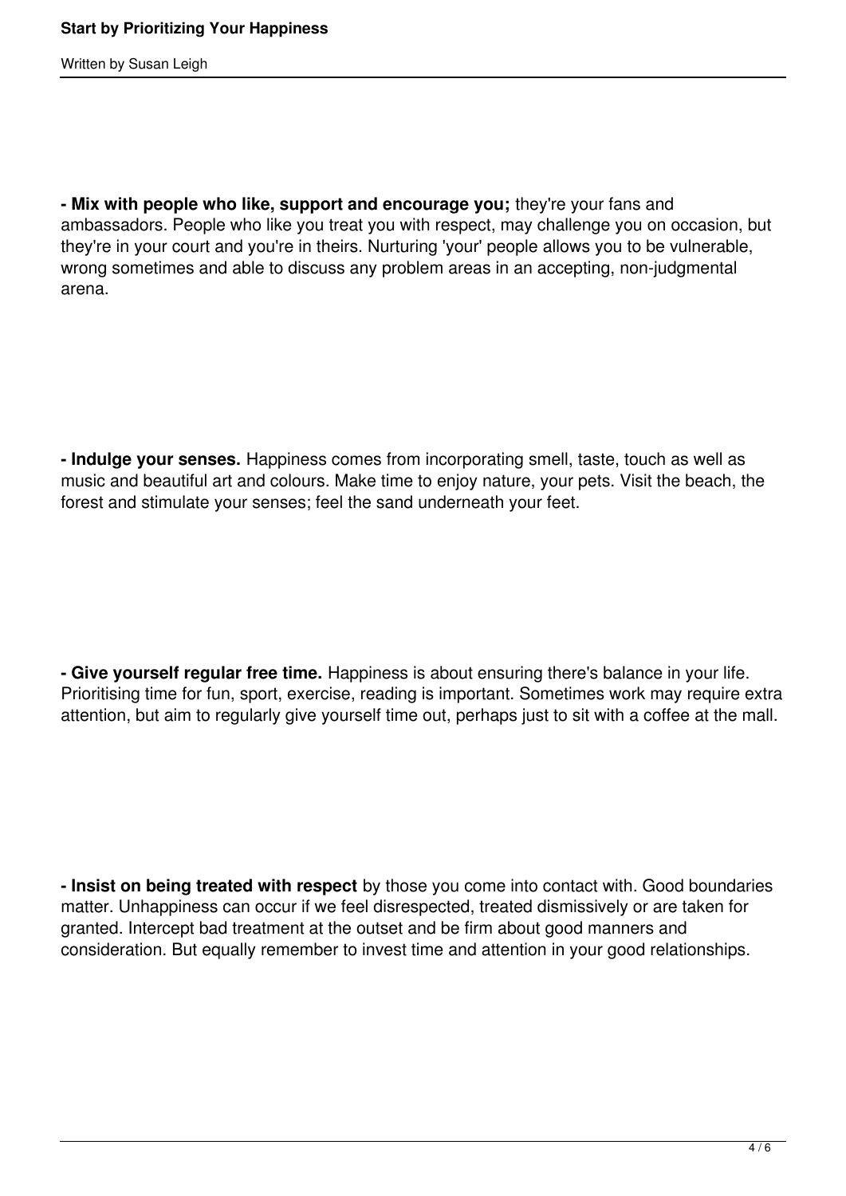**- Mix with people who like, support and encourage you;** they're your fans and ambassadors. People who like you treat you with respect, may challenge you on occasion, but they're in your court and you're in theirs. Nurturing 'your' people allows you to be vulnerable, wrong sometimes and able to discuss any problem areas in an accepting, non-judgmental arena.

**- Indulge your senses.** Happiness comes from incorporating smell, taste, touch as well as music and beautiful art and colours. Make time to enjoy nature, your pets. Visit the beach, the forest and stimulate your senses; feel the sand underneath your feet.

**- Give yourself regular free time.** Happiness is about ensuring there's balance in your life. Prioritising time for fun, sport, exercise, reading is important. Sometimes work may require extra attention, but aim to regularly give yourself time out, perhaps just to sit with a coffee at the mall.

**- Insist on being treated with respect** by those you come into contact with. Good boundaries matter. Unhappiness can occur if we feel disrespected, treated dismissively or are taken for granted. Intercept bad treatment at the outset and be firm about good manners and consideration. But equally remember to invest time and attention in your good relationships.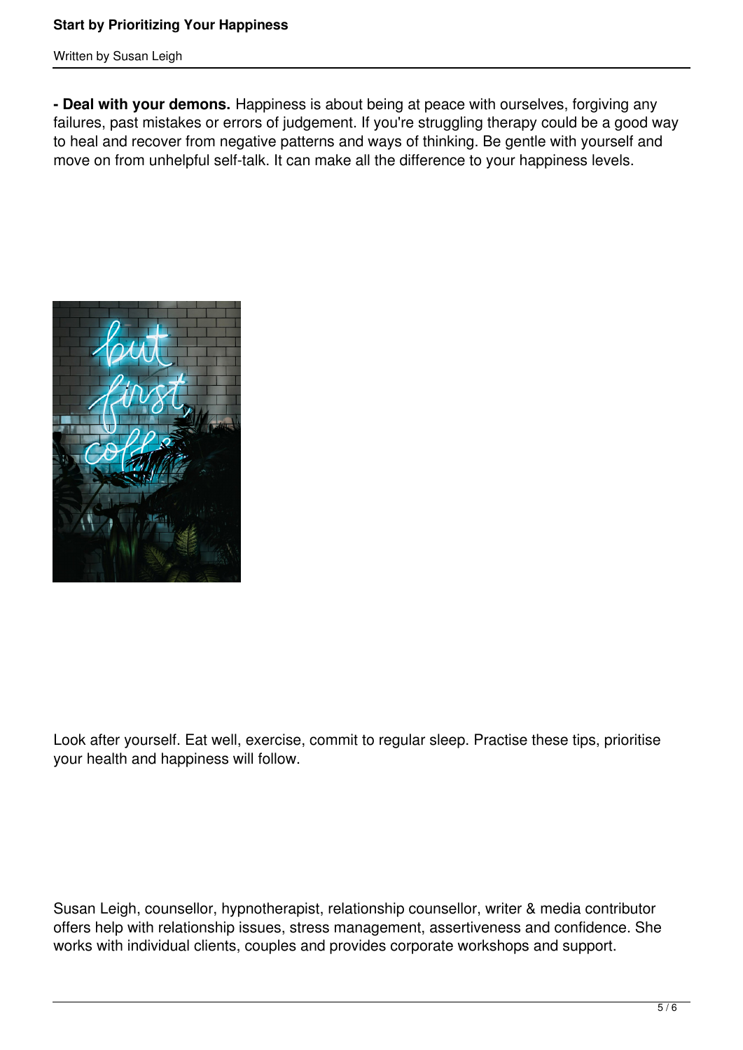**- Deal with your demons.** Happiness is about being at peace with ourselves, forgiving any failures, past mistakes or errors of judgement. If you're struggling therapy could be a good way to heal and recover from negative patterns and ways of thinking. Be gentle with yourself and move on from unhelpful self-talk. It can make all the difference to your happiness levels.

Look after yourself. Eat well, exercise, commit to regular sleep. Practise these tips, prioritise your health and happiness will follow.

Susan Leigh, counsellor, hypnotherapist, relationship counsellor, writer & media contributor offers help with relationship issues, stress management, assertiveness and confidence. She works with individual clients, couples and provides corporate workshops and support.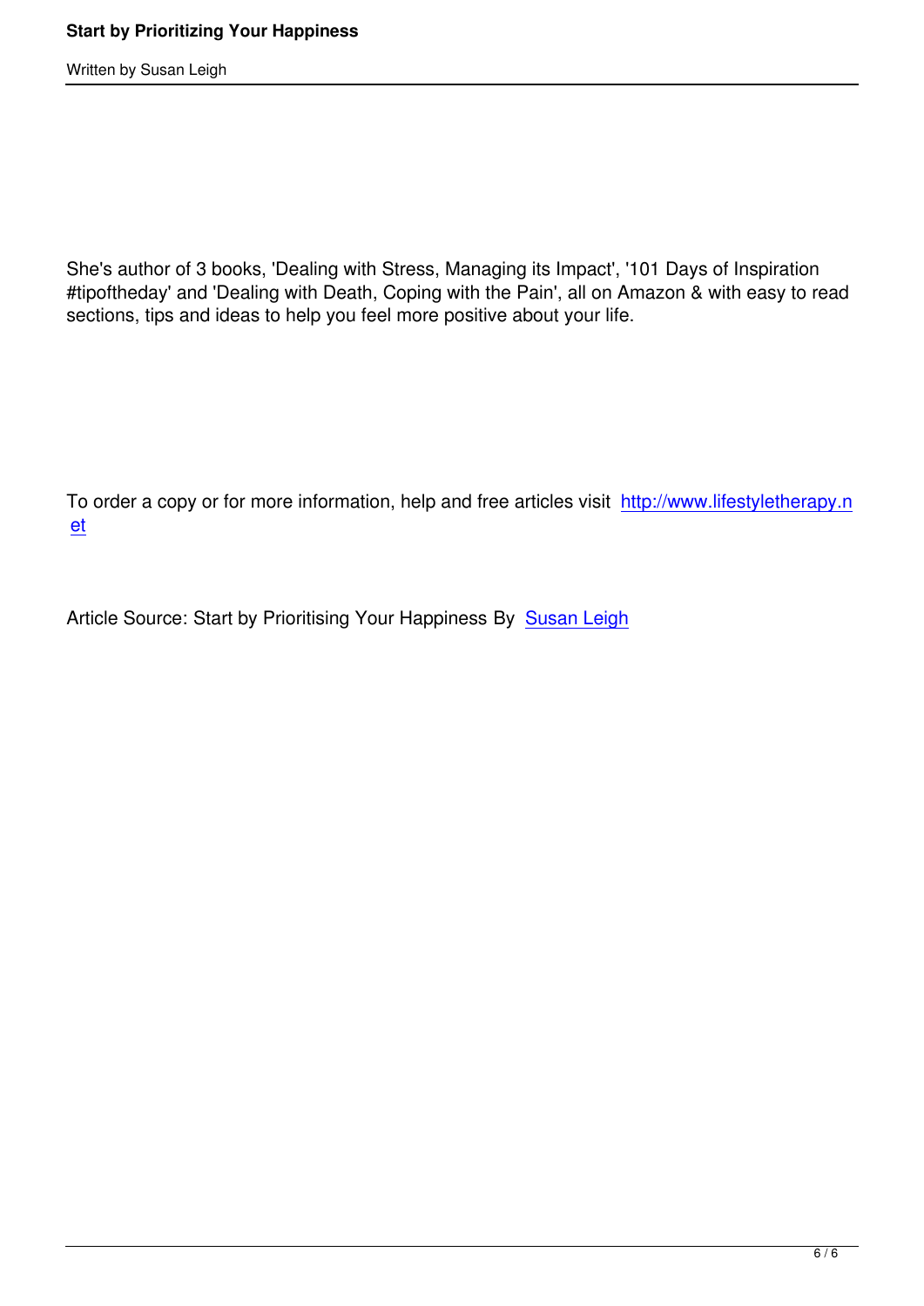She's author of 3 books, 'Dealing with Stress, Managing its Impact', '101 Days of Inspiration #tipoftheday' and 'Dealing with Death, Coping with the Pain', all on Amazon & with easy to read sections, tips and ideas to help you feel more positive about your life.

To order a copy or for more information, help and free articles visit [http://www.lifestyletherapy.net](http://www.lifestyletherapy.net)

Article Source: Start by Prioritising Your Happiness By Susan Leigh